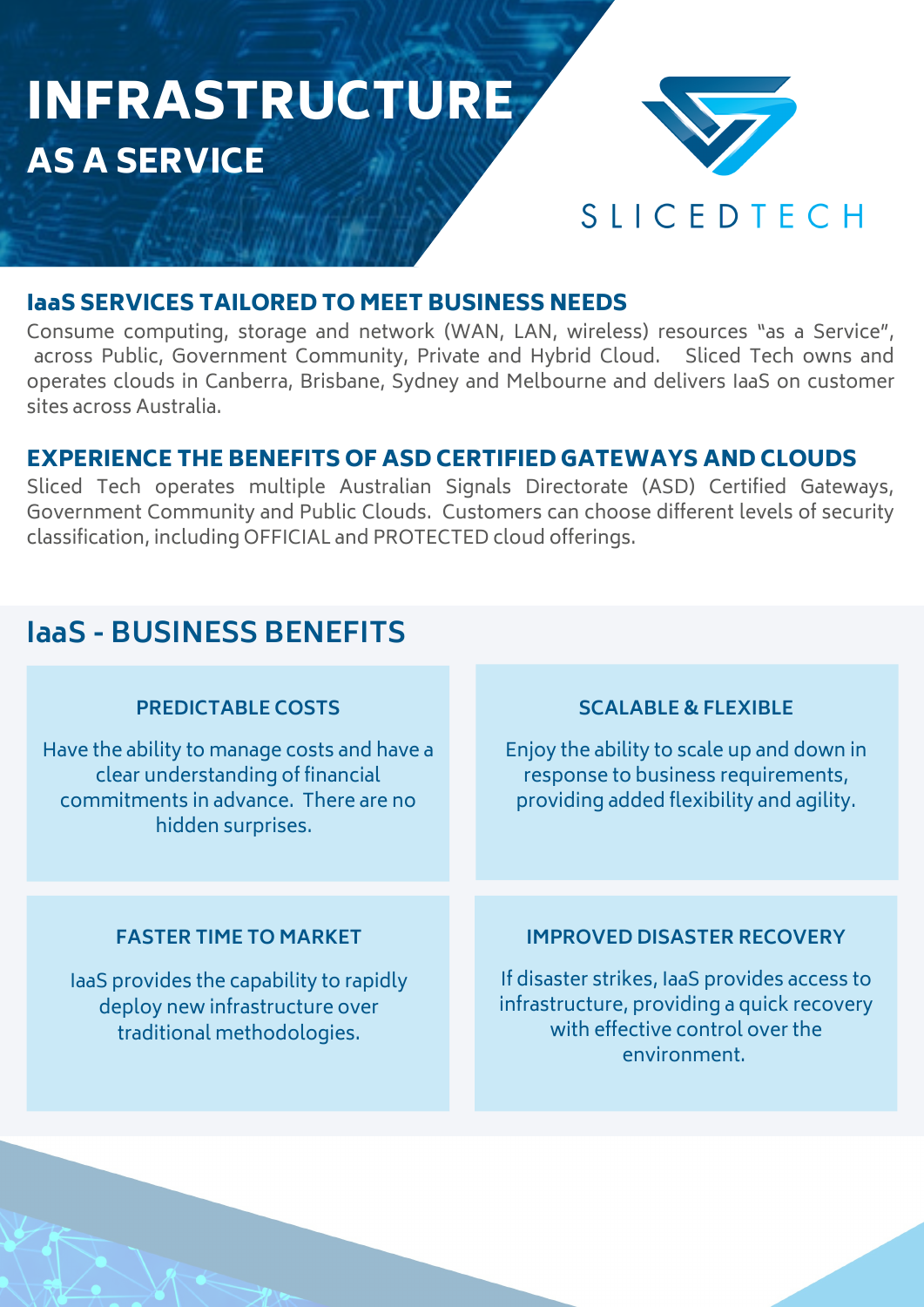# INFRASTRUCTURE AS A SERVICE

SLICEDTECH

## IaaS SERVICES TAILORED TO MEET BUSINESS NEEDS

Consume computing, storage and network (WAN, LAN, wireless) resources "as a Service", across Public, Government Community, Private and Hybrid Cloud. Sliced Tech owns and operates clouds in Canberra, Brisbane, Sydney and Melbourne and delivers IaaS on customer sites across Australia.

## EXPERIENCE THE BENEFITS OF ASD CERTIFIED GATEWAYS AND CLOUDS

Sliced Tech operates multiple Australian Signals Directorate (ASD) Certified Gateways, Government Community and Public Clouds. Customers can choose different levels of security classification, including OFFICIAL and PROTECTED cloud offerings.

## IaaS - BUSINESS BENEFITS

### PREDICTABLE COSTS

Have the ability to manage costs and have a clear understanding of financial commitments in advance. There are no hidden surprises.

### SCALABLE & FLEXIBLE

Enjoy the ability to scale up and down in response to business requirements, providing added flexibility and agility.

### FASTER TIME TO MARKET

IaaS provides the capability to rapidly deploy new infrastructure over traditional methodologies.

### IMPROVED DISASTER RECOVERY

If disaster strikes, IaaS provides access to infrastructure, providing a quick recovery with effective control over the environment.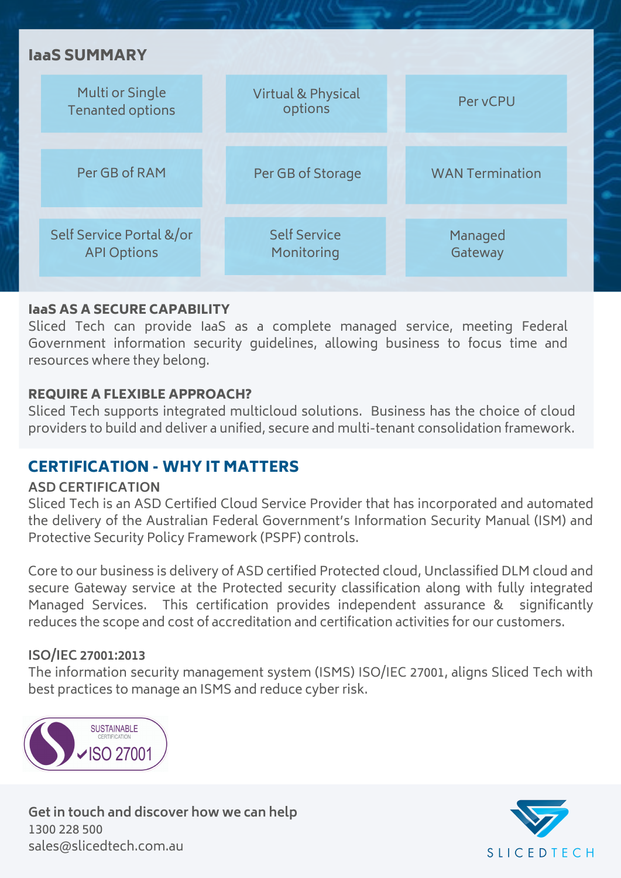## IaaS SUMMARY

| | | |
|---|---|---|
| Multi or Single Tenanted options | Virtual & Physical options | Per vCPU |
| Per GB of RAM | Per GB of Storage | WAN Termination |
| Self Service Portal &/or API Options | Self Service Monitoring | Managed Gateway |

### IaaS AS A SECURE CAPABILITY

Sliced Tech can provide IaaS as a complete managed service, meeting Federal Government information security guidelines, allowing business to focus time and resources where they belong.

### REQUIRE A FLEXIBLE APPROACH?

Sliced Tech supports integrated multicloud solutions. Business has the choice of cloud providers to build and deliver a unified, secure and multi-tenant consolidation framework.

## CERTIFICATION - WHY IT MATTERS

### ASD CERTIFICATION

Sliced Tech is an ASD Certified Cloud Service Provider that has incorporated and automated the delivery of the Australian Federal Government's Information Security Manual (ISM) and Protective Security Policy Framework (PSPF) controls.

Core to our business is delivery of ASD certified Protected cloud, Unclassified DLM cloud and secure Gateway service at the Protected security classification along with fully integrated Managed Services. This certification provides independent assurance & significantly reduces the scope and cost of accreditation and certification activities for our customers.

### ISO/IEC 27001:2013

The information security management system (ISMS) ISO/IEC 27001, aligns Sliced Tech with best practices to manage an ISMS and reduce cyber risk.

SUSTAINABLE CERTIFICATION ✓ISO 27001

**Get in touch and discover how we can help**
1300 228 500
sales@slicedtech.com.au

SLICEDTECH